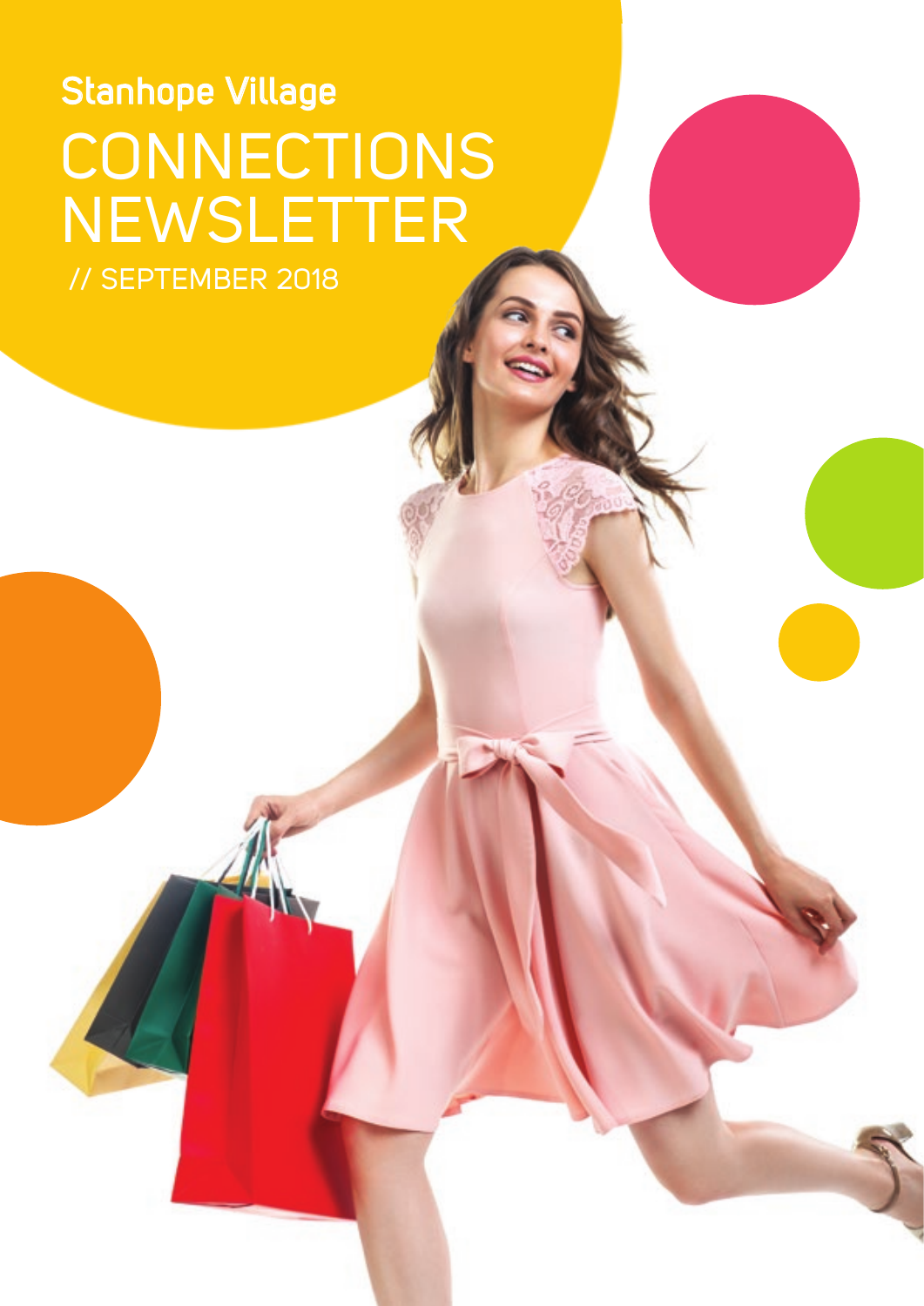**Stanhope Village**

# CONNECTIONS NEWSLETTER

// SEPTEMBER 2018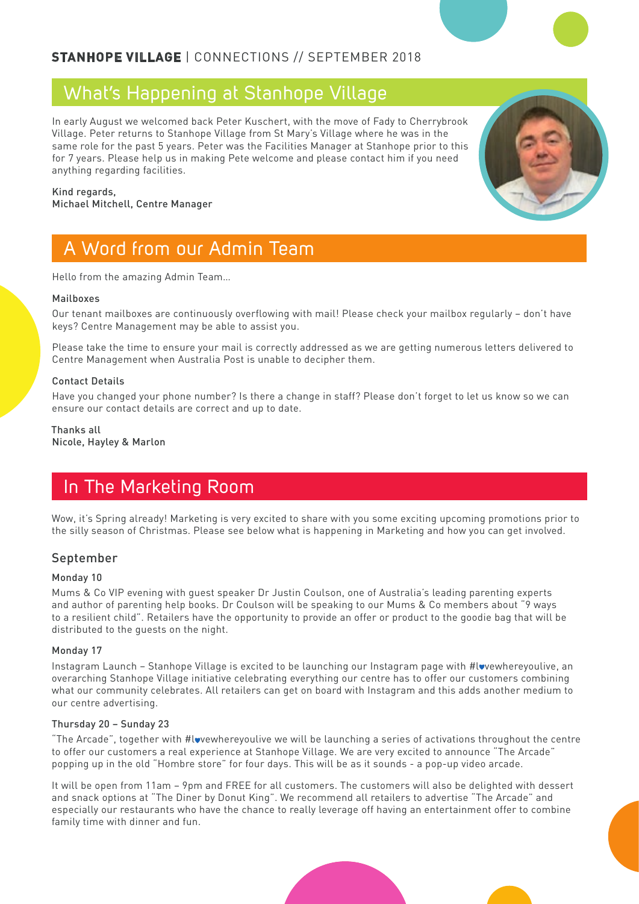## What's Happening at Stanhope Village

In early August we welcomed back Peter Kuschert, with the move of Fady to Cherrybrook Village. Peter returns to Stanhope Village from St Mary's Village where he was in the same role for the past 5 years. Peter was the Facilities Manager at Stanhope prior to this for 7 years. Please help us in making Pete welcome and please contact him if you need anything regarding facilities.

Kind regards,
Michael Mitchell, Centre Manager

## A Word from our Admin Team

Hello from the amazing Admin Team...

**Mailboxes**

Our tenant mailboxes are continuously overflowing with mail! Please check your mailbox regularly – don't have keys? Centre Management may be able to assist you.

Please take the time to ensure your mail is correctly addressed as we are getting numerous letters delivered to Centre Management when Australia Post is unable to decipher them.

**Contact Details**

Have you changed your phone number? Is there a change in staff? Please don't forget to let us know so we can ensure our contact details are correct and up to date.

Thanks all
Nicole, Hayley & Marlon

## In The Marketing Room

Wow, it's Spring already! Marketing is very excited to share with you some exciting upcoming promotions prior to the silly season of Christmas. Please see below what is happening in Marketing and how you can get involved.

### September

**Monday 10**

Mums & Co VIP evening with guest speaker Dr Justin Coulson, one of Australia's leading parenting experts and author of parenting help books. Dr Coulson will be speaking to our Mums & Co members about "9 ways to a resilient child". Retailers have the opportunity to provide an offer or product to the goodie bag that will be distributed to the guests on the night.

**Monday 17**

Instagram Launch – Stanhope Village is excited to be launching our Instagram page with #l♥vewhereyoulive, an overarching Stanhope Village initiative celebrating everything our centre has to offer our customers combining what our community celebrates. All retailers can get on board with Instagram and this adds another medium to our centre advertising.

**Thursday 20 – Sunday 23**

"The Arcade", together with #l♥vewhereyoulive we will be launching a series of activations throughout the centre to offer our customers a real experience at Stanhope Village. We are very excited to announce "The Arcade" popping up in the old "Hombre store" for four days. This will be as it sounds - a pop-up video arcade.

It will be open from 11am – 9pm and FREE for all customers. The customers will also be delighted with dessert and snack options at "The Diner by Donut King". We recommend all retailers to advertise "The Arcade" and especially our restaurants who have the chance to really leverage off having an entertainment offer to combine family time with dinner and fun.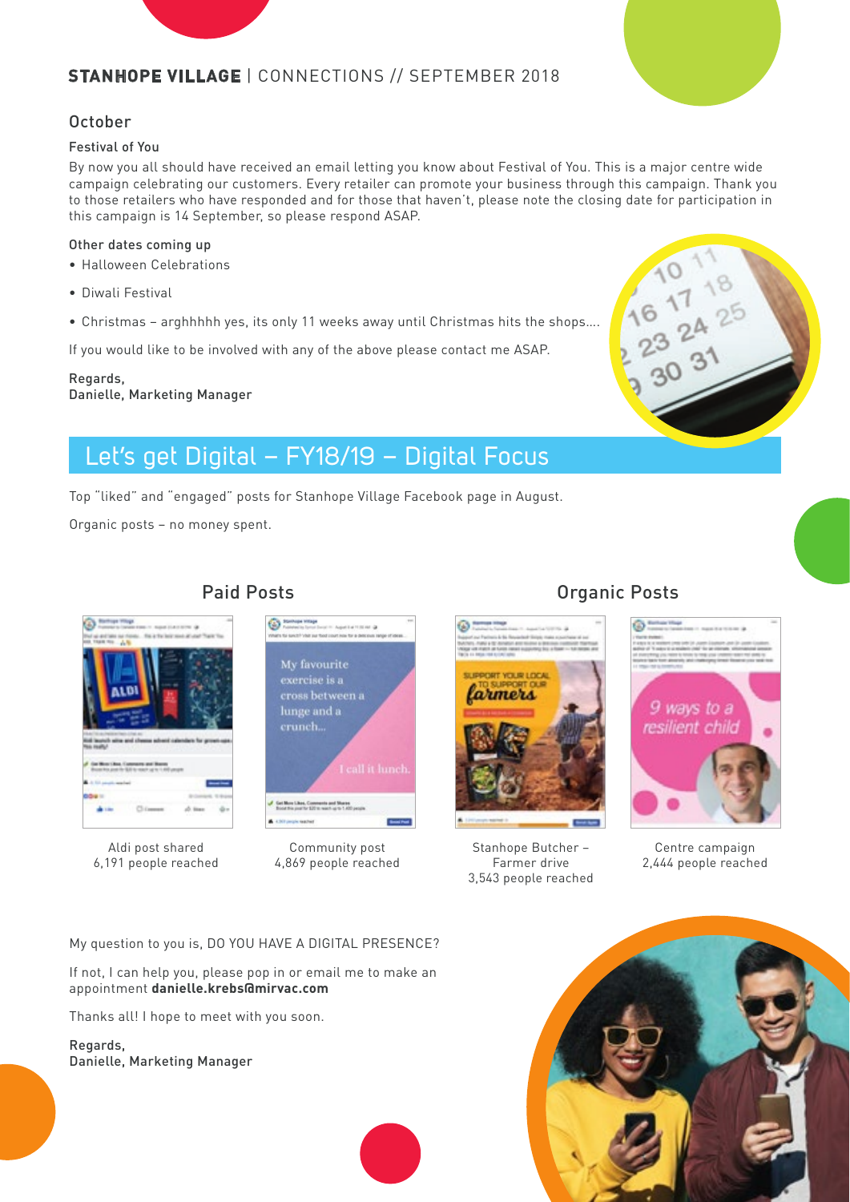## October

### Festival of You

By now you all should have received an email letting you know about Festival of You. This is a major centre wide campaign celebrating our customers. Every retailer can promote your business through this campaign. Thank you to those retailers who have responded and for those that haven't, please note the closing date for participation in this campaign is 14 September, so please respond ASAP.

### Other dates coming up

- Halloween Celebrations
- Diwali Festival
- Christmas – arghhhhh yes, its only 11 weeks away until Christmas hits the shops....

If you would like to be involved with any of the above please contact me ASAP.

Regards,
Danielle, Marketing Manager

## Let's get Digital – FY18/19 – Digital Focus

Top "liked" and "engaged" posts for Stanhope Village Facebook page in August.

Organic posts – no money spent.

### Paid Posts

Aldi post shared
6,191 people reached

Community post
4,869 people reached

### Organic Posts

Stanhope Butcher – Farmer drive
3,543 people reached

Centre campaign
2,444 people reached

My question to you is, DO YOU HAVE A DIGITAL PRESENCE?

If not, I can help you, please pop in or email me to make an appointment **danielle.krebs@mirvac.com**

Thanks all! I hope to meet with you soon.

Regards,
Danielle, Marketing Manager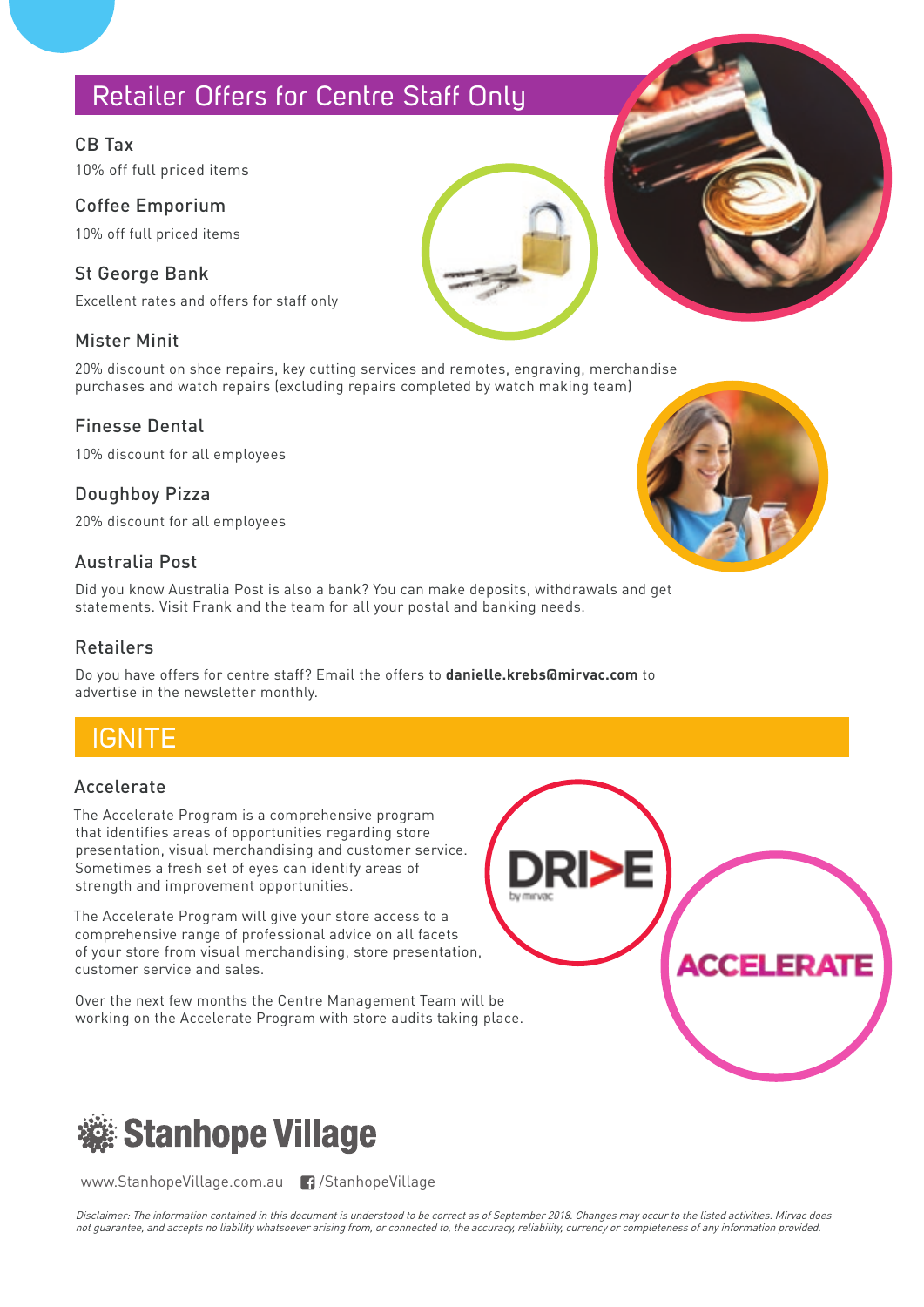## Retailer Offers for Centre Staff Only

### CB Tax

10% off full priced items

### Coffee Emporium

10% off full priced items

### St George Bank

Excellent rates and offers for staff only

### Mister Minit

20% discount on shoe repairs, key cutting services and remotes, engraving, merchandise purchases and watch repairs (excluding repairs completed by watch making team)

### Finesse Dental

10% discount for all employees

### Doughboy Pizza

20% discount for all employees

### Australia Post

Did you know Australia Post is also a bank? You can make deposits, withdrawals and get statements. Visit Frank and the team for all your postal and banking needs.

### Retailers

Do you have offers for centre staff? Email the offers to **danielle.krebs@mirvac.com** to advertise in the newsletter monthly.

## IGNITE

### Accelerate

The Accelerate Program is a comprehensive program that identifies areas of opportunities regarding store presentation, visual merchandising and customer service. Sometimes a fresh set of eyes can identify areas of strength and improvement opportunities.

The Accelerate Program will give your store access to a comprehensive range of professional advice on all facets of your store from visual merchandising, store presentation, customer service and sales.

Over the next few months the Centre Management Team will be working on the Accelerate Program with store audits taking place.

DRIVE by mirvac

ACCELERATE

**Stanhope Village**

www.StanhopeVillage.com.au /StanhopeVillage

*Disclaimer: The information contained in this document is understood to be correct as of September 2018. Changes may occur to the listed activities. Mirvac does not guarantee, and accepts no liability whatsoever arising from, or connected to, the accuracy, reliability, currency or completeness of any information provided.*